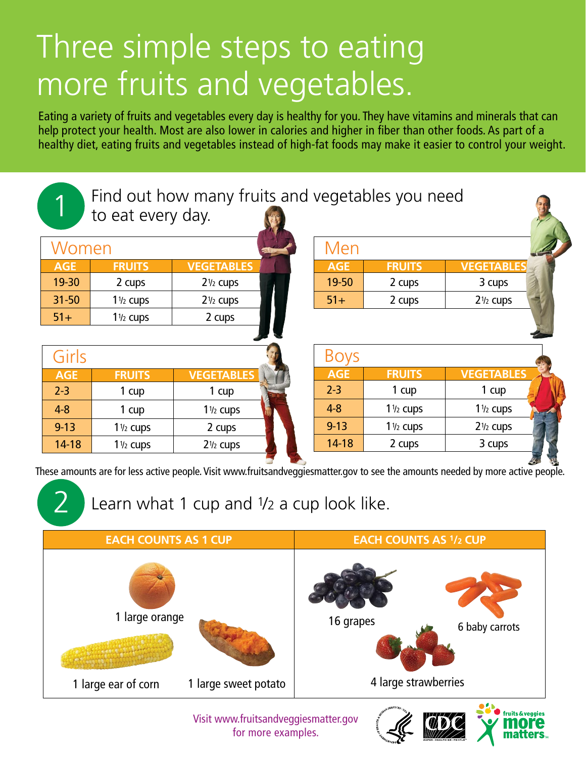# Three simple steps to eating more fruits and vegetables.

Eating a variety of fruits and vegetables every day is healthy for you. They have vitamins and minerals that can help protect your health. Most are also lower in calories and higher in fiber than other foods. As part of a healthy diet, eating fruits and vegetables instead of high-fat foods may make it easier to control your weight.

## 1 Find out how many fruits and vegetables you need to eat every day.

### Women

| AGE | FRUITS | VEGETABLES |
|---|---|---|
| 19-30 | 2 cups | 2½ cups |
| 31-50 | 1½ cups | 2½ cups |
| 51+ | 1½ cups | 2 cups |

### Men

| AGE | FRUITS | VEGETABLES |
|---|---|---|
| 19-50 | 2 cups | 3 cups |
| 51+ | 2 cups | 2½ cups |

### Girls

| AGE | FRUITS | VEGETABLES |
|---|---|---|
| 2-3 | 1 cup | 1 cup |
| 4-8 | 1 cup | 1½ cups |
| 9-13 | 1½ cups | 2 cups |
| 14-18 | 1½ cups | 2½ cups |

### Boys

| AGE | FRUITS | VEGETABLES |
|---|---|---|
| 2-3 | 1 cup | 1 cup |
| 4-8 | 1½ cups | 1½ cups |
| 9-13 | 1½ cups | 2½ cups |
| 14-18 | 2 cups | 3 cups |

These amounts are for less active people. Visit www.fruitsandveggiesmatter.gov to see the amounts needed by more active people.

## 2 Learn what 1 cup and ½ a cup look like.

| EACH COUNTS AS 1 CUP | EACH COUNTS AS ½ CUP |
|---|---|
| 1 large orange | 16 grapes |
| 1 large ear of corn | 6 baby carrots |
| 1 large sweet potato | 4 large strawberries |

Visit www.fruitsandveggiesmatter.gov for more examples.

fruits & veggies more matters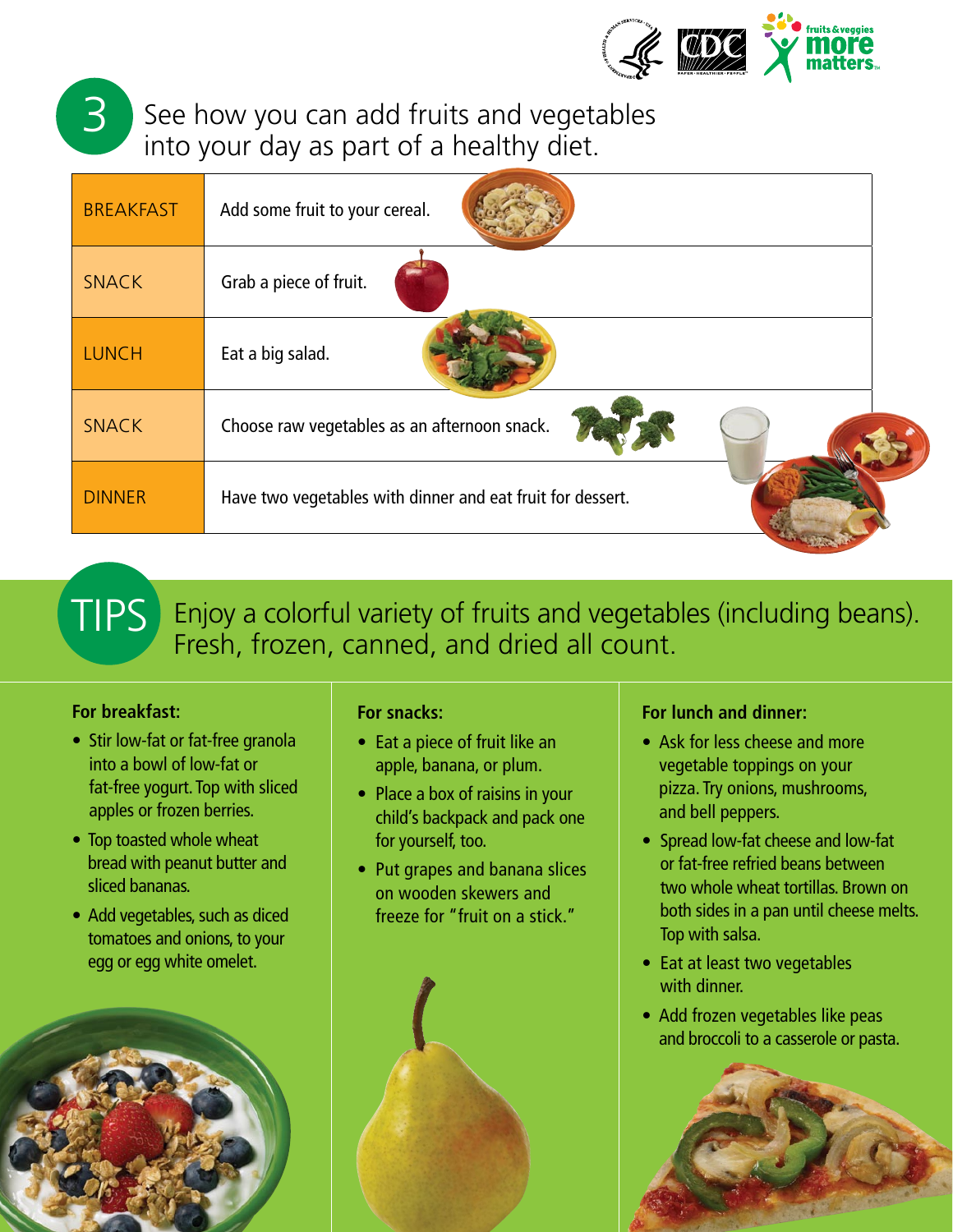## 3 See how you can add fruits and vegetables into your day as part of a healthy diet.

| | |
|---|---|
| BREAKFAST | Add some fruit to your cereal. |
| SNACK | Grab a piece of fruit. |
| LUNCH | Eat a big salad. |
| SNACK | Choose raw vegetables as an afternoon snack. |
| DINNER | Have two vegetables with dinner and eat fruit for dessert. |

## TIPS Enjoy a colorful variety of fruits and vegetables (including beans). Fresh, frozen, canned, and dried all count.

**For breakfast:**

- Stir low-fat or fat-free granola into a bowl of low-fat or fat-free yogurt. Top with sliced apples or frozen berries.
- Top toasted whole wheat bread with peanut butter and sliced bananas.
- Add vegetables, such as diced tomatoes and onions, to your egg or egg white omelet.

**For snacks:**

- Eat a piece of fruit like an apple, banana, or plum.
- Place a box of raisins in your child's backpack and pack one for yourself, too.
- Put grapes and banana slices on wooden skewers and freeze for "fruit on a stick."

**For lunch and dinner:**

- Ask for less cheese and more vegetable toppings on your pizza. Try onions, mushrooms, and bell peppers.
- Spread low-fat cheese and low-fat or fat-free refried beans between two whole wheat tortillas. Brown on both sides in a pan until cheese melts. Top with salsa.
- Eat at least two vegetables with dinner.
- Add frozen vegetables like peas and broccoli to a casserole or pasta.